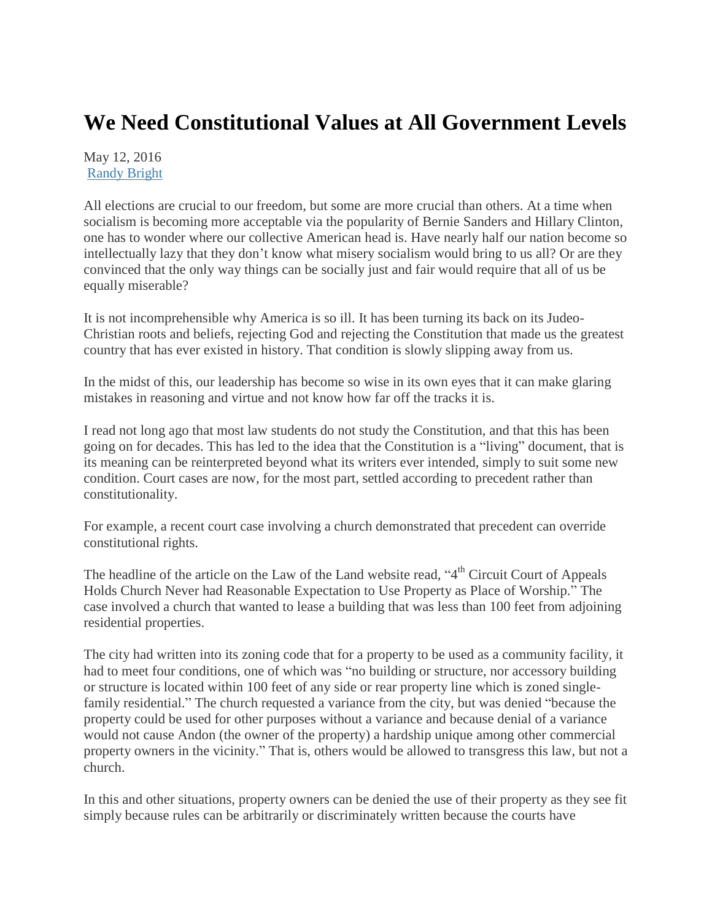# We Need Constitutional Values at All Government Levels

May 12, 2016
Randy Bright

All elections are crucial to our freedom, but some are more crucial than others. At a time when socialism is becoming more acceptable via the popularity of Bernie Sanders and Hillary Clinton, one has to wonder where our collective American head is. Have nearly half our nation become so intellectually lazy that they don't know what misery socialism would bring to us all? Or are they convinced that the only way things can be socially just and fair would require that all of us be equally miserable?

It is not incomprehensible why America is so ill. It has been turning its back on its Judeo-Christian roots and beliefs, rejecting God and rejecting the Constitution that made us the greatest country that has ever existed in history. That condition is slowly slipping away from us.

In the midst of this, our leadership has become so wise in its own eyes that it can make glaring mistakes in reasoning and virtue and not know how far off the tracks it is.

I read not long ago that most law students do not study the Constitution, and that this has been going on for decades. This has led to the idea that the Constitution is a "living" document, that is its meaning can be reinterpreted beyond what its writers ever intended, simply to suit some new condition. Court cases are now, for the most part, settled according to precedent rather than constitutionality.

For example, a recent court case involving a church demonstrated that precedent can override constitutional rights.

The headline of the article on the Law of the Land website read, "4th Circuit Court of Appeals Holds Church Never had Reasonable Expectation to Use Property as Place of Worship." The case involved a church that wanted to lease a building that was less than 100 feet from adjoining residential properties.

The city had written into its zoning code that for a property to be used as a community facility, it had to meet four conditions, one of which was "no building or structure, nor accessory building or structure is located within 100 feet of any side or rear property line which is zoned single-family residential." The church requested a variance from the city, but was denied "because the property could be used for other purposes without a variance and because denial of a variance would not cause Andon (the owner of the property) a hardship unique among other commercial property owners in the vicinity." That is, others would be allowed to transgress this law, but not a church.

In this and other situations, property owners can be denied the use of their property as they see fit simply because rules can be arbitrarily or discriminately written because the courts have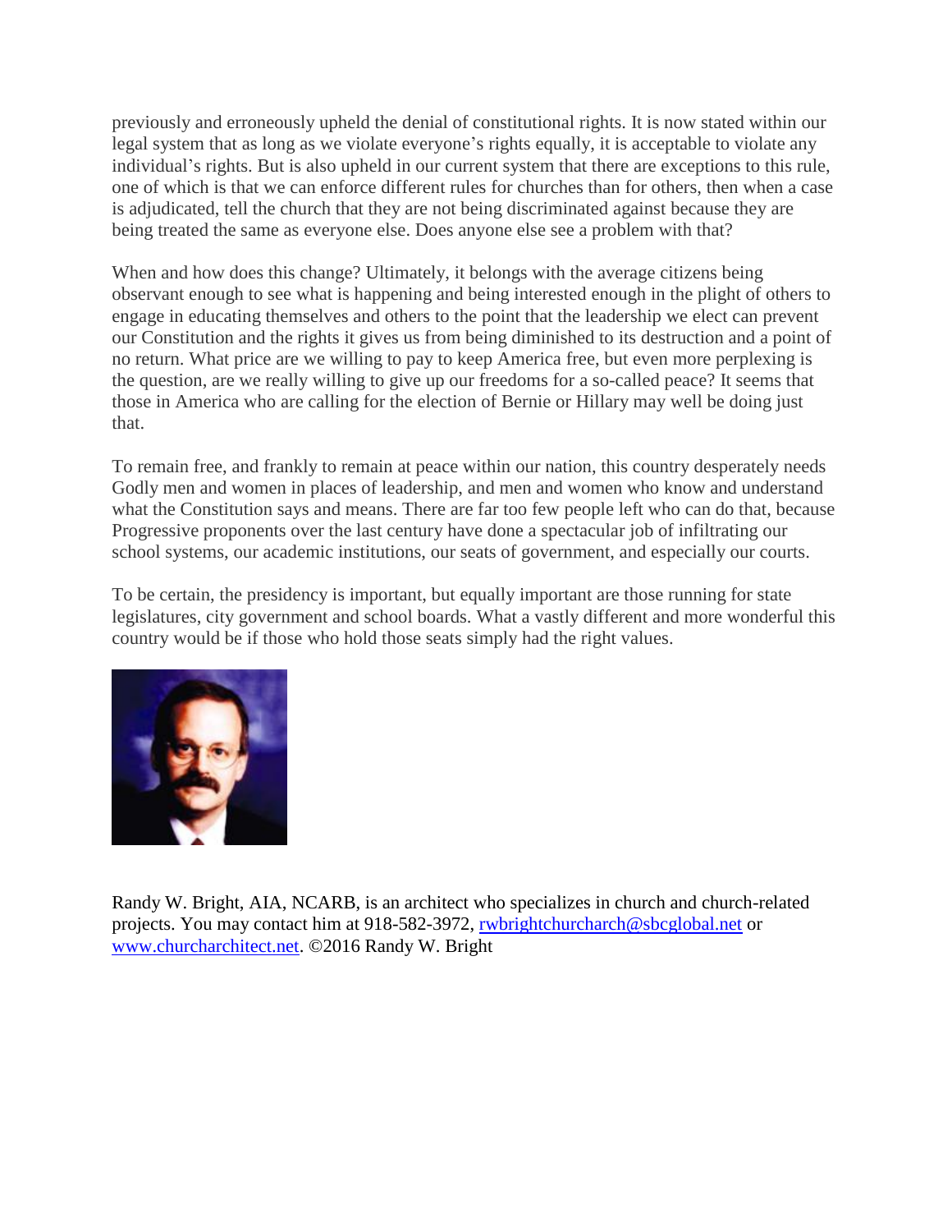previously and erroneously upheld the denial of constitutional rights. It is now stated within our legal system that as long as we violate everyone's rights equally, it is acceptable to violate any individual's rights. But is also upheld in our current system that there are exceptions to this rule, one of which is that we can enforce different rules for churches than for others, then when a case is adjudicated, tell the church that they are not being discriminated against because they are being treated the same as everyone else. Does anyone else see a problem with that?

When and how does this change? Ultimately, it belongs with the average citizens being observant enough to see what is happening and being interested enough in the plight of others to engage in educating themselves and others to the point that the leadership we elect can prevent our Constitution and the rights it gives us from being diminished to its destruction and a point of no return. What price are we willing to pay to keep America free, but even more perplexing is the question, are we really willing to give up our freedoms for a so-called peace? It seems that those in America who are calling for the election of Bernie or Hillary may well be doing just that.

To remain free, and frankly to remain at peace within our nation, this country desperately needs Godly men and women in places of leadership, and men and women who know and understand what the Constitution says and means. There are far too few people left who can do that, because Progressive proponents over the last century have done a spectacular job of infiltrating our school systems, our academic institutions, our seats of government, and especially our courts.

To be certain, the presidency is important, but equally important are those running for state legislatures, city government and school boards. What a vastly different and more wonderful this country would be if those who hold those seats simply had the right values.

Randy W. Bright, AIA, NCARB, is an architect who specializes in church and church-related projects. You may contact him at 918-582-3972, [rwbrightchurcharch@sbcglobal.net](mailto:rwbrightchurcharch@sbcglobal.net) or [www.churcharchitect.net](http://www.churcharchitect.net). ©2016 Randy W. Bright